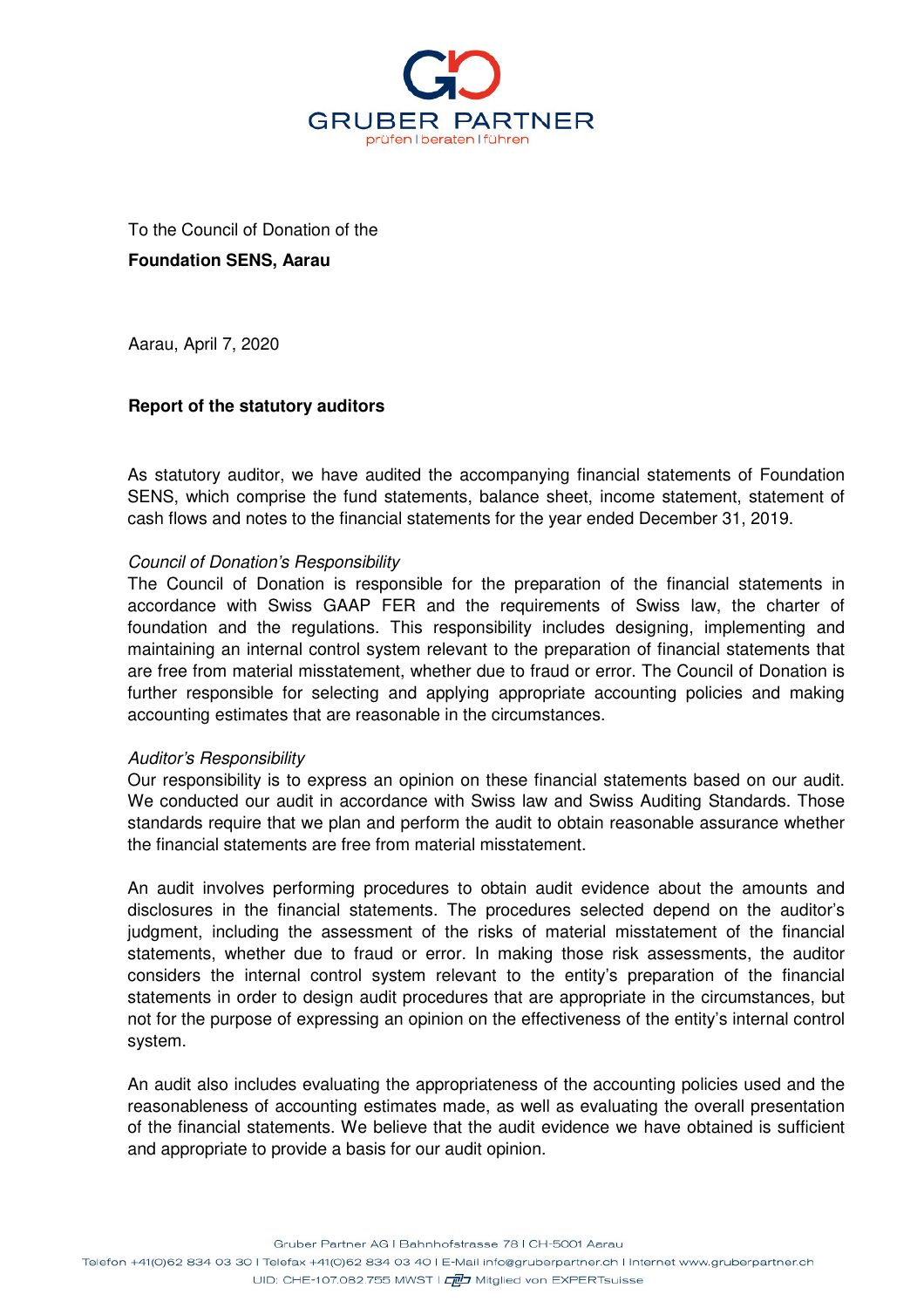GRUBER PARTNER

prüfen | beraten | führen

To the Council of Donation of the

**Foundation SENS, Aarau**

Aarau, April 7, 2020

**Report of the statutory auditors**

As statutory auditor, we have audited the accompanying financial statements of Foundation SENS, which comprise the fund statements, balance sheet, income statement, statement of cash flows and notes to the financial statements for the year ended December 31, 2019.

*Council of Donation's Responsibility*

The Council of Donation is responsible for the preparation of the financial statements in accordance with Swiss GAAP FER and the requirements of Swiss law, the charter of foundation and the regulations. This responsibility includes designing, implementing and maintaining an internal control system relevant to the preparation of financial statements that are free from material misstatement, whether due to fraud or error. The Council of Donation is further responsible for selecting and applying appropriate accounting policies and making accounting estimates that are reasonable in the circumstances.

*Auditor's Responsibility*

Our responsibility is to express an opinion on these financial statements based on our audit. We conducted our audit in accordance with Swiss law and Swiss Auditing Standards. Those standards require that we plan and perform the audit to obtain reasonable assurance whether the financial statements are free from material misstatement.

An audit involves performing procedures to obtain audit evidence about the amounts and disclosures in the financial statements. The procedures selected depend on the auditor's judgment, including the assessment of the risks of material misstatement of the financial statements, whether due to fraud or error. In making those risk assessments, the auditor considers the internal control system relevant to the entity's preparation of the financial statements in order to design audit procedures that are appropriate in the circumstances, but not for the purpose of expressing an opinion on the effectiveness of the entity's internal control system.

An audit also includes evaluating the appropriateness of the accounting policies used and the reasonableness of accounting estimates made, as well as evaluating the overall presentation of the financial statements. We believe that the audit evidence we have obtained is sufficient and appropriate to provide a basis for our audit opinion.

Gruber Partner AG | Bahnhofstrasse 78 | CH-5001 Aarau

Telefon +41(0)62 834 03 30 | Telefax +41(0)62 834 03 40 | E-Mail info@gruberpartner.ch | Internet www.gruberpartner.ch

UID: CHE-107.082.755 MWST | Mitglied von EXPERTsuisse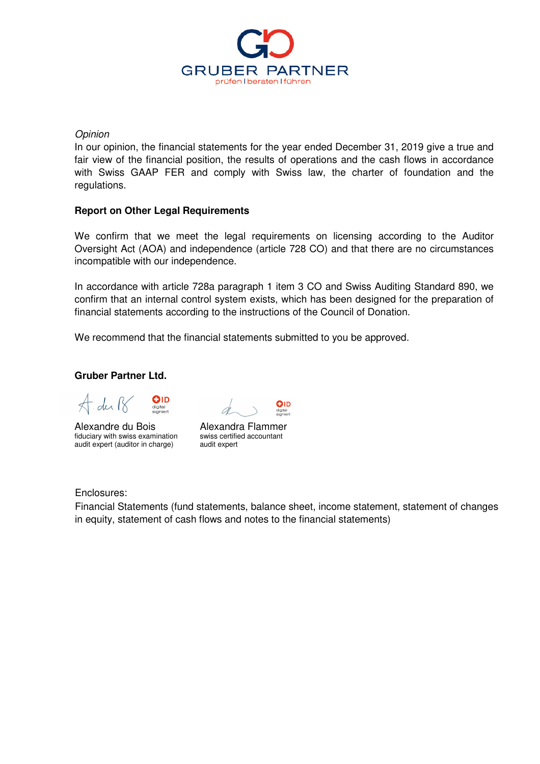*Opinion*

In our opinion, the financial statements for the year ended December 31, 2019 give a true and fair view of the financial position, the results of operations and the cash flows in accordance with Swiss GAAP FER and comply with Swiss law, the charter of foundation and the regulations.

**Report on Other Legal Requirements**

We confirm that we meet the legal requirements on licensing according to the Auditor Oversight Act (AOA) and independence (article 728 CO) and that there are no circumstances incompatible with our independence.

In accordance with article 728a paragraph 1 item 3 CO and Swiss Auditing Standard 890, we confirm that an internal control system exists, which has been designed for the preparation of financial statements according to the instructions of the Council of Donation.

We recommend that the financial statements submitted to you be approved.

**Gruber Partner Ltd.**

Alexandre du Bois
fiduciary with swiss examination
audit expert (auditor in charge)

Alexandra Flammer
swiss certified accountant
audit expert

Enclosures:
Financial Statements (fund statements, balance sheet, income statement, statement of changes in equity, statement of cash flows and notes to the financial statements)